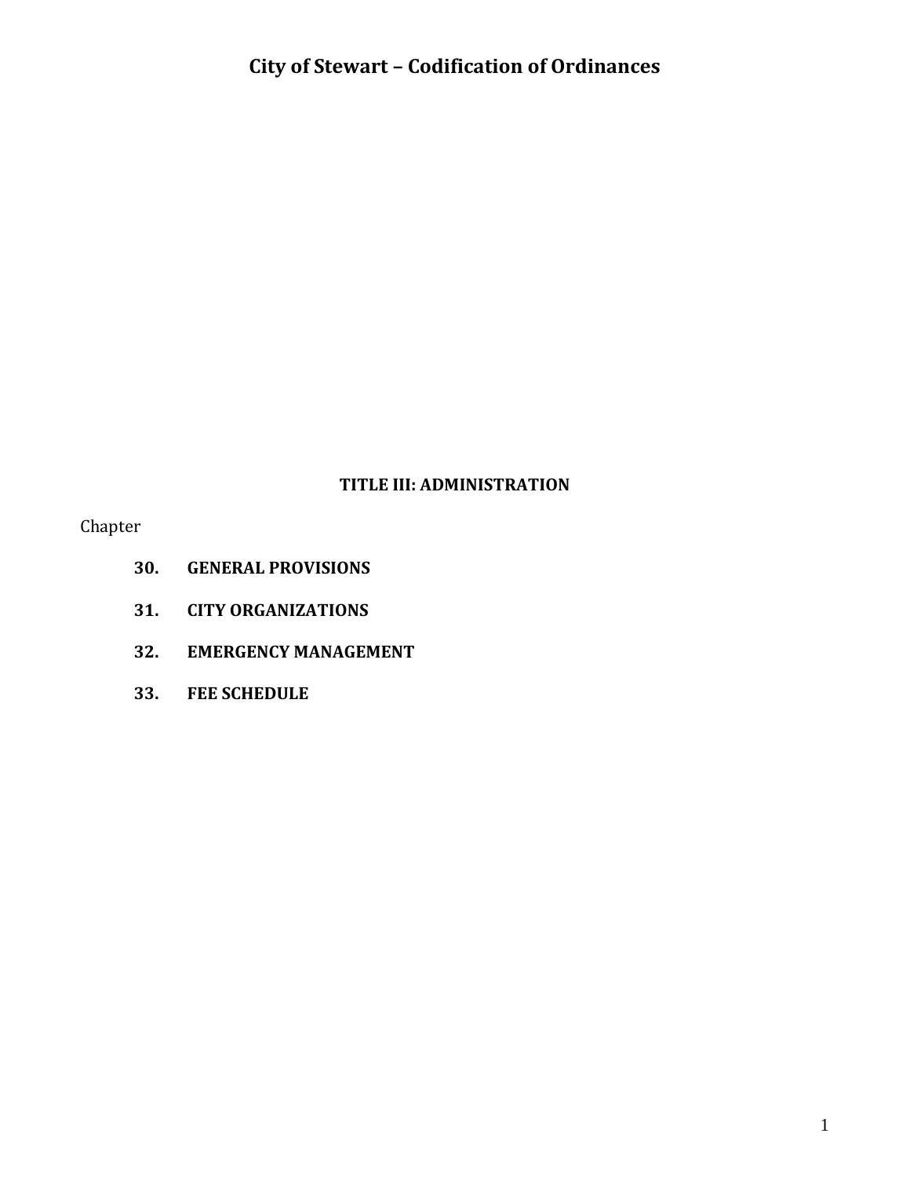# City of Stewart – Codification of Ordinances

## TITLE III: ADMINISTRATION

Chapter

**30. GENERAL PROVISIONS**

**31. CITY ORGANIZATIONS**

**32. EMERGENCY MANAGEMENT**

**33. FEE SCHEDULE**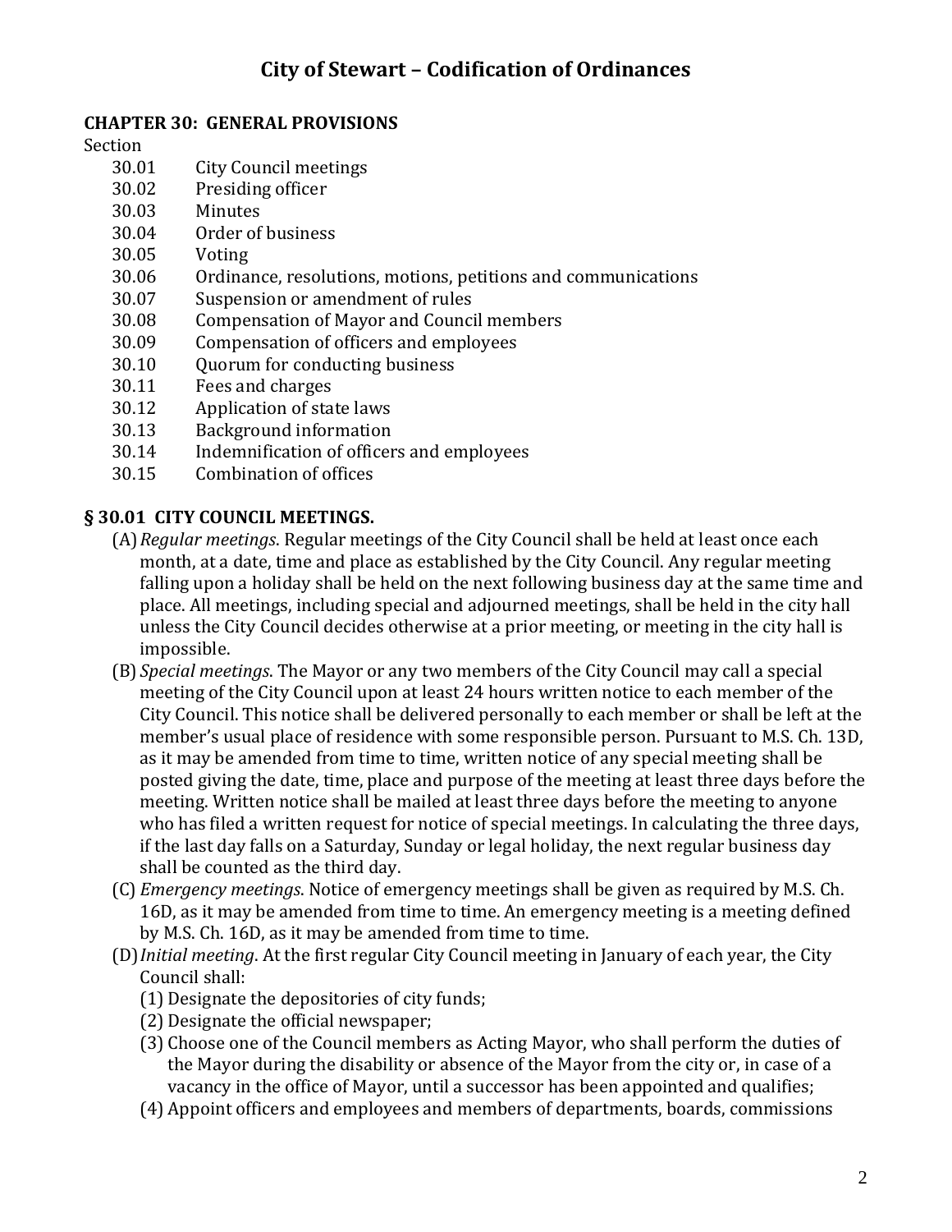# City of Stewart – Codification of Ordinances

## CHAPTER 30: GENERAL PROVISIONS

Section

- 30.01 City Council meetings
- 30.02 Presiding officer
- 30.03 Minutes
- 30.04 Order of business
- 30.05 Voting
- 30.06 Ordinance, resolutions, motions, petitions and communications
- 30.07 Suspension or amendment of rules
- 30.08 Compensation of Mayor and Council members
- 30.09 Compensation of officers and employees
- 30.10 Quorum for conducting business
- 30.11 Fees and charges
- 30.12 Application of state laws
- 30.13 Background information
- 30.14 Indemnification of officers and employees
- 30.15 Combination of offices

### § 30.01 CITY COUNCIL MEETINGS.

(A) *Regular meetings*. Regular meetings of the City Council shall be held at least once each month, at a date, time and place as established by the City Council. Any regular meeting falling upon a holiday shall be held on the next following business day at the same time and place. All meetings, including special and adjourned meetings, shall be held in the city hall unless the City Council decides otherwise at a prior meeting, or meeting in the city hall is impossible.

(B) *Special meetings*. The Mayor or any two members of the City Council may call a special meeting of the City Council upon at least 24 hours written notice to each member of the City Council. This notice shall be delivered personally to each member or shall be left at the member's usual place of residence with some responsible person. Pursuant to M.S. Ch. 13D, as it may be amended from time to time, written notice of any special meeting shall be posted giving the date, time, place and purpose of the meeting at least three days before the meeting. Written notice shall be mailed at least three days before the meeting to anyone who has filed a written request for notice of special meetings. In calculating the three days, if the last day falls on a Saturday, Sunday or legal holiday, the next regular business day shall be counted as the third day.

(C) *Emergency meetings*. Notice of emergency meetings shall be given as required by M.S. Ch. 16D, as it may be amended from time to time. An emergency meeting is a meeting defined by M.S. Ch. 16D, as it may be amended from time to time.

(D) *Initial meeting*. At the first regular City Council meeting in January of each year, the City Council shall:

(1) Designate the depositories of city funds;

(2) Designate the official newspaper;

(3) Choose one of the Council members as Acting Mayor, who shall perform the duties of the Mayor during the disability or absence of the Mayor from the city or, in case of a vacancy in the office of Mayor, until a successor has been appointed and qualifies;

(4) Appoint officers and employees and members of departments, boards, commissions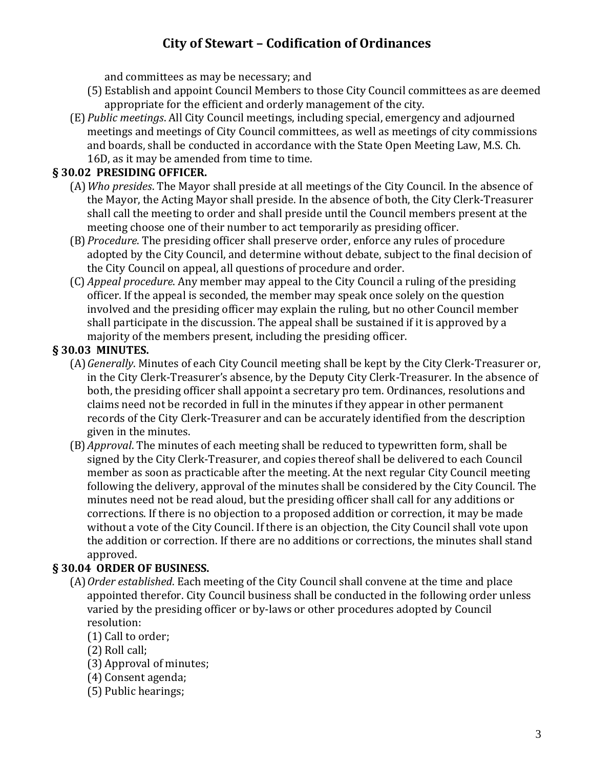and committees as may be necessary; and

(5) Establish and appoint Council Members to those City Council committees as are deemed appropriate for the efficient and orderly management of the city.

(E) *Public meetings*. All City Council meetings, including special, emergency and adjourned meetings and meetings of City Council committees, as well as meetings of city commissions and boards, shall be conducted in accordance with the State Open Meeting Law, M.S. Ch. 16D, as it may be amended from time to time.

## § 30.02 PRESIDING OFFICER.

(A) *Who presides*. The Mayor shall preside at all meetings of the City Council. In the absence of the Mayor, the Acting Mayor shall preside. In the absence of both, the City Clerk-Treasurer shall call the meeting to order and shall preside until the Council members present at the meeting choose one of their number to act temporarily as presiding officer.

(B) *Procedure*. The presiding officer shall preserve order, enforce any rules of procedure adopted by the City Council, and determine without debate, subject to the final decision of the City Council on appeal, all questions of procedure and order.

(C) *Appeal procedure*. Any member may appeal to the City Council a ruling of the presiding officer. If the appeal is seconded, the member may speak once solely on the question involved and the presiding officer may explain the ruling, but no other Council member shall participate in the discussion. The appeal shall be sustained if it is approved by a majority of the members present, including the presiding officer.

## § 30.03 MINUTES.

(A) *Generally*. Minutes of each City Council meeting shall be kept by the City Clerk-Treasurer or, in the City Clerk-Treasurer's absence, by the Deputy City Clerk-Treasurer. In the absence of both, the presiding officer shall appoint a secretary pro tem. Ordinances, resolutions and claims need not be recorded in full in the minutes if they appear in other permanent records of the City Clerk-Treasurer and can be accurately identified from the description given in the minutes.

(B) *Approval*. The minutes of each meeting shall be reduced to typewritten form, shall be signed by the City Clerk-Treasurer, and copies thereof shall be delivered to each Council member as soon as practicable after the meeting. At the next regular City Council meeting following the delivery, approval of the minutes shall be considered by the City Council. The minutes need not be read aloud, but the presiding officer shall call for any additions or corrections. If there is no objection to a proposed addition or correction, it may be made without a vote of the City Council. If there is an objection, the City Council shall vote upon the addition or correction. If there are no additions or corrections, the minutes shall stand approved.

## § 30.04 ORDER OF BUSINESS.

(A) *Order established*. Each meeting of the City Council shall convene at the time and place appointed therefor. City Council business shall be conducted in the following order unless varied by the presiding officer or by-laws or other procedures adopted by Council resolution:

(1) Call to order;

(2) Roll call;

(3) Approval of minutes;

(4) Consent agenda;

(5) Public hearings;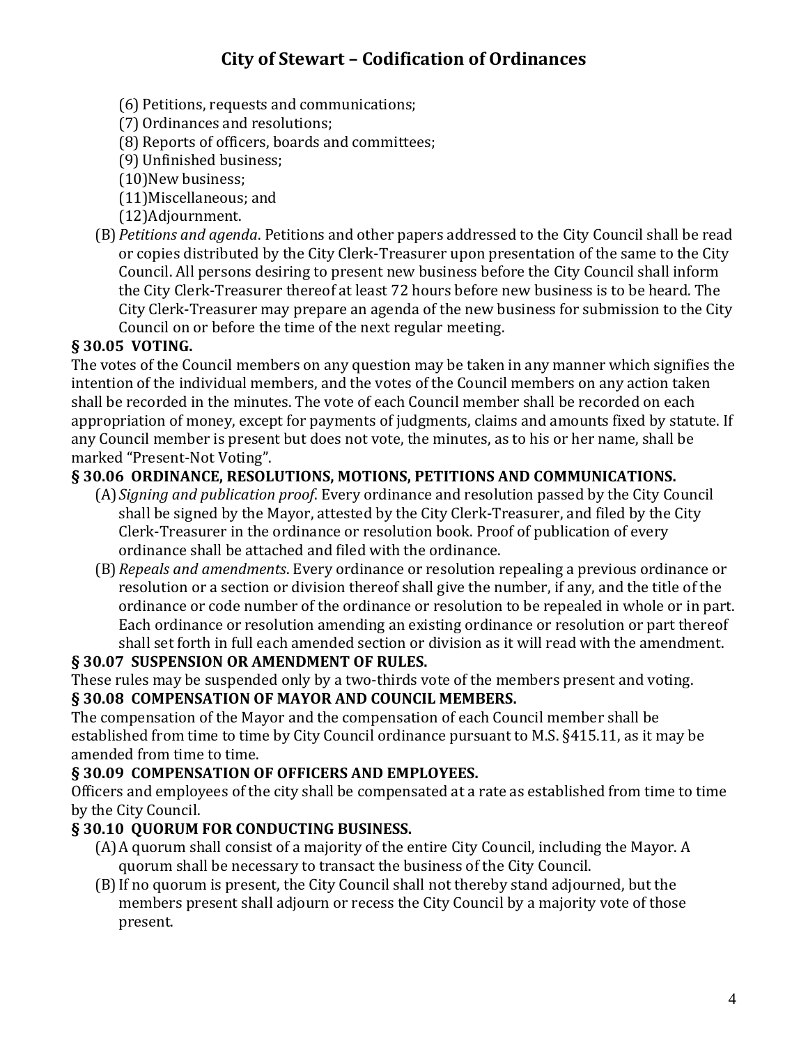(6) Petitions, requests and communications;

(7) Ordinances and resolutions;

(8) Reports of officers, boards and committees;

(9) Unfinished business;

(10) New business;

(11) Miscellaneous; and

(12) Adjournment.

(B) *Petitions and agenda*. Petitions and other papers addressed to the City Council shall be read or copies distributed by the City Clerk-Treasurer upon presentation of the same to the City Council. All persons desiring to present new business before the City Council shall inform the City Clerk-Treasurer thereof at least 72 hours before new business is to be heard. The City Clerk-Treasurer may prepare an agenda of the new business for submission to the City Council on or before the time of the next regular meeting.

**§ 30.05 VOTING.**

The votes of the Council members on any question may be taken in any manner which signifies the intention of the individual members, and the votes of the Council members on any action taken shall be recorded in the minutes. The vote of each Council member shall be recorded on each appropriation of money, except for payments of judgments, claims and amounts fixed by statute. If any Council member is present but does not vote, the minutes, as to his or her name, shall be marked "Present-Not Voting".

**§ 30.06 ORDINANCE, RESOLUTIONS, MOTIONS, PETITIONS AND COMMUNICATIONS.**

(A) *Signing and publication proof*. Every ordinance and resolution passed by the City Council shall be signed by the Mayor, attested by the City Clerk-Treasurer, and filed by the City Clerk-Treasurer in the ordinance or resolution book. Proof of publication of every ordinance shall be attached and filed with the ordinance.

(B) *Repeals and amendments*. Every ordinance or resolution repealing a previous ordinance or resolution or a section or division thereof shall give the number, if any, and the title of the ordinance or code number of the ordinance or resolution to be repealed in whole or in part. Each ordinance or resolution amending an existing ordinance or resolution or part thereof shall set forth in full each amended section or division as it will read with the amendment.

**§ 30.07 SUSPENSION OR AMENDMENT OF RULES.**

These rules may be suspended only by a two-thirds vote of the members present and voting.

**§ 30.08 COMPENSATION OF MAYOR AND COUNCIL MEMBERS.**

The compensation of the Mayor and the compensation of each Council member shall be established from time to time by City Council ordinance pursuant to M.S. §415.11, as it may be amended from time to time.

**§ 30.09 COMPENSATION OF OFFICERS AND EMPLOYEES.**

Officers and employees of the city shall be compensated at a rate as established from time to time by the City Council.

**§ 30.10 QUORUM FOR CONDUCTING BUSINESS.**

(A) A quorum shall consist of a majority of the entire City Council, including the Mayor. A quorum shall be necessary to transact the business of the City Council.

(B) If no quorum is present, the City Council shall not thereby stand adjourned, but the members present shall adjourn or recess the City Council by a majority vote of those present.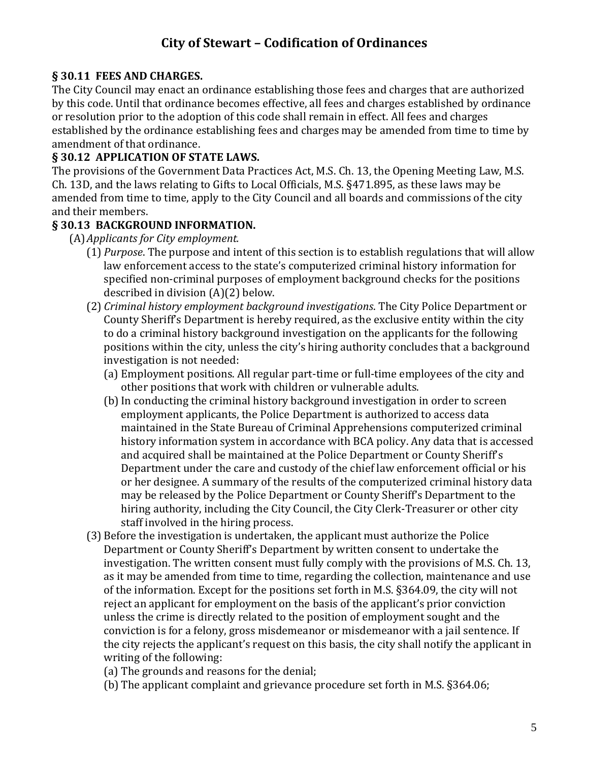### § 30.11 FEES AND CHARGES.

The City Council may enact an ordinance establishing those fees and charges that are authorized by this code. Until that ordinance becomes effective, all fees and charges established by ordinance or resolution prior to the adoption of this code shall remain in effect. All fees and charges established by the ordinance establishing fees and charges may be amended from time to time by amendment of that ordinance.

### § 30.12 APPLICATION OF STATE LAWS.

The provisions of the Government Data Practices Act, M.S. Ch. 13, the Opening Meeting Law, M.S. Ch. 13D, and the laws relating to Gifts to Local Officials, M.S. §471.895, as these laws may be amended from time to time, apply to the City Council and all boards and commissions of the city and their members.

### § 30.13 BACKGROUND INFORMATION.

(A) *Applicants for City employment.*

(1) *Purpose*. The purpose and intent of this section is to establish regulations that will allow law enforcement access to the state's computerized criminal history information for specified non-criminal purposes of employment background checks for the positions described in division (A)(2) below.

(2) *Criminal history employment background investigations*. The City Police Department or County Sheriff's Department is hereby required, as the exclusive entity within the city to do a criminal history background investigation on the applicants for the following positions within the city, unless the city's hiring authority concludes that a background investigation is not needed:

(a) Employment positions. All regular part-time or full-time employees of the city and other positions that work with children or vulnerable adults.

(b) In conducting the criminal history background investigation in order to screen employment applicants, the Police Department is authorized to access data maintained in the State Bureau of Criminal Apprehensions computerized criminal history information system in accordance with BCA policy. Any data that is accessed and acquired shall be maintained at the Police Department or County Sheriff's Department under the care and custody of the chief law enforcement official or his or her designee. A summary of the results of the computerized criminal history data may be released by the Police Department or County Sheriff's Department to the hiring authority, including the City Council, the City Clerk-Treasurer or other city staff involved in the hiring process.

(3) Before the investigation is undertaken, the applicant must authorize the Police Department or County Sheriff's Department by written consent to undertake the investigation. The written consent must fully comply with the provisions of M.S. Ch. 13, as it may be amended from time to time, regarding the collection, maintenance and use of the information. Except for the positions set forth in M.S. §364.09, the city will not reject an applicant for employment on the basis of the applicant's prior conviction unless the crime is directly related to the position of employment sought and the conviction is for a felony, gross misdemeanor or misdemeanor with a jail sentence. If the city rejects the applicant's request on this basis, the city shall notify the applicant in writing of the following:

(a) The grounds and reasons for the denial;

(b) The applicant complaint and grievance procedure set forth in M.S. §364.06;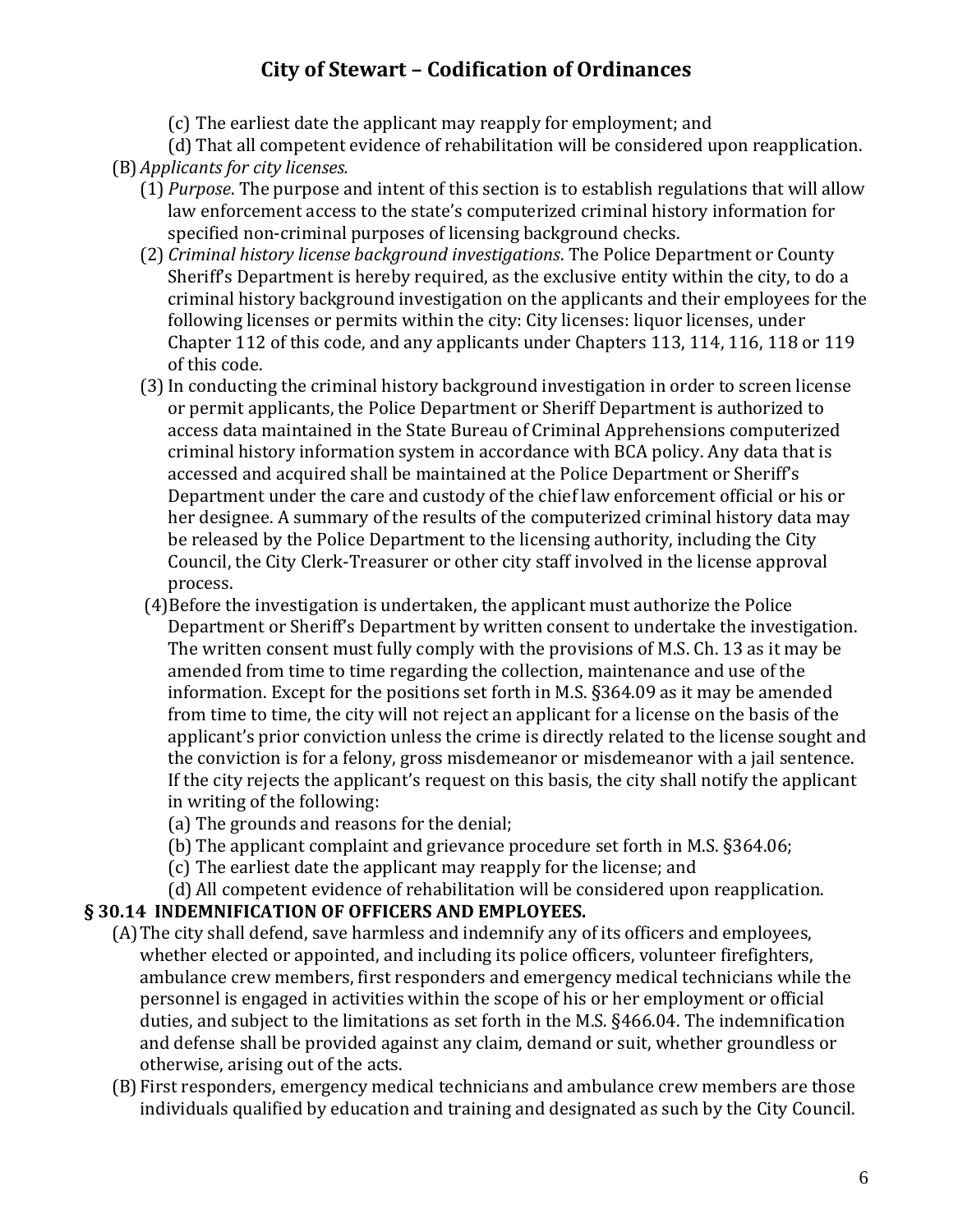(c) The earliest date the applicant may reapply for employment; and

(d) That all competent evidence of rehabilitation will be considered upon reapplication.

(B) *Applicants for city licenses.*

(1) *Purpose*. The purpose and intent of this section is to establish regulations that will allow law enforcement access to the state's computerized criminal history information for specified non-criminal purposes of licensing background checks.

(2) *Criminal history license background investigations*. The Police Department or County Sheriff's Department is hereby required, as the exclusive entity within the city, to do a criminal history background investigation on the applicants and their employees for the following licenses or permits within the city: City licenses: liquor licenses, under Chapter 112 of this code, and any applicants under Chapters 113, 114, 116, 118 or 119 of this code.

(3) In conducting the criminal history background investigation in order to screen license or permit applicants, the Police Department or Sheriff Department is authorized to access data maintained in the State Bureau of Criminal Apprehensions computerized criminal history information system in accordance with BCA policy. Any data that is accessed and acquired shall be maintained at the Police Department or Sheriff's Department under the care and custody of the chief law enforcement official or his or her designee. A summary of the results of the computerized criminal history data may be released by the Police Department to the licensing authority, including the City Council, the City Clerk-Treasurer or other city staff involved in the license approval process.

(4) Before the investigation is undertaken, the applicant must authorize the Police Department or Sheriff's Department by written consent to undertake the investigation. The written consent must fully comply with the provisions of M.S. Ch. 13 as it may be amended from time to time regarding the collection, maintenance and use of the information. Except for the positions set forth in M.S. §364.09 as it may be amended from time to time, the city will not reject an applicant for a license on the basis of the applicant's prior conviction unless the crime is directly related to the license sought and the conviction is for a felony, gross misdemeanor or misdemeanor with a jail sentence. If the city rejects the applicant's request on this basis, the city shall notify the applicant in writing of the following:

(a) The grounds and reasons for the denial;

(b) The applicant complaint and grievance procedure set forth in M.S. §364.06;

(c) The earliest date the applicant may reapply for the license; and

(d) All competent evidence of rehabilitation will be considered upon reapplication.

**§ 30.14 INDEMNIFICATION OF OFFICERS AND EMPLOYEES.**

(A) The city shall defend, save harmless and indemnify any of its officers and employees, whether elected or appointed, and including its police officers, volunteer firefighters, ambulance crew members, first responders and emergency medical technicians while the personnel is engaged in activities within the scope of his or her employment or official duties, and subject to the limitations as set forth in the M.S. §466.04. The indemnification and defense shall be provided against any claim, demand or suit, whether groundless or otherwise, arising out of the acts.

(B) First responders, emergency medical technicians and ambulance crew members are those individuals qualified by education and training and designated as such by the City Council.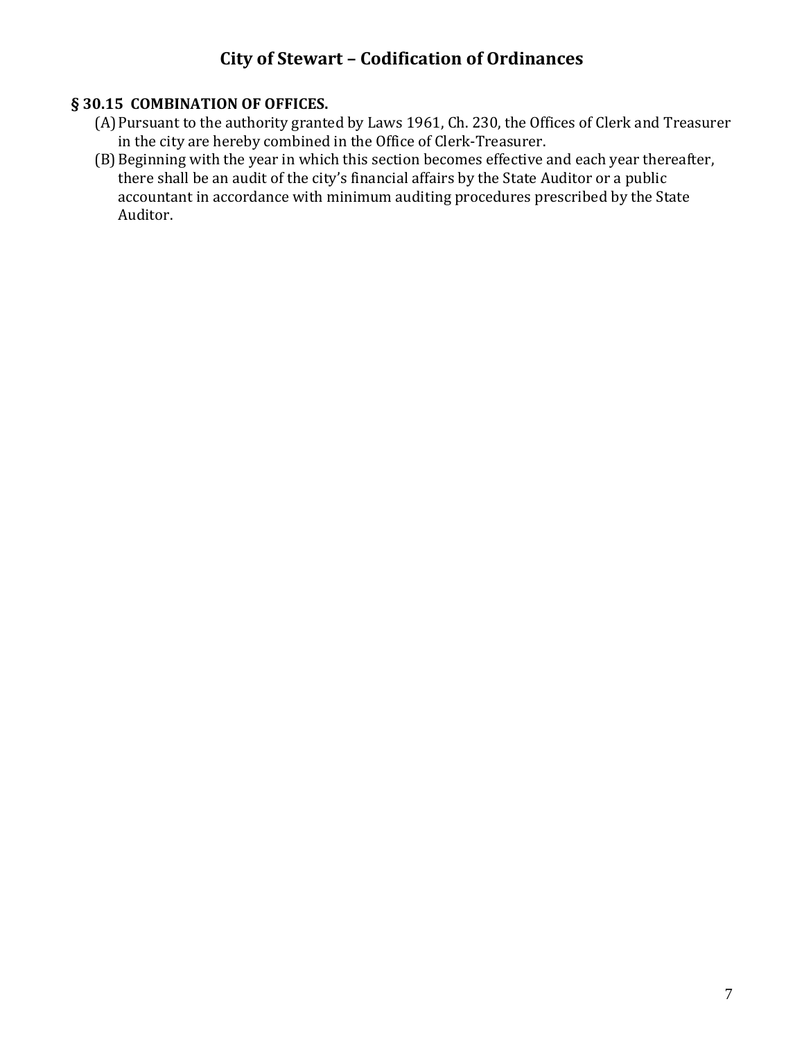## § 30.15 COMBINATION OF OFFICES.

(A) Pursuant to the authority granted by Laws 1961, Ch. 230, the Offices of Clerk and Treasurer in the city are hereby combined in the Office of Clerk-Treasurer.

(B) Beginning with the year in which this section becomes effective and each year thereafter, there shall be an audit of the city's financial affairs by the State Auditor or a public accountant in accordance with minimum auditing procedures prescribed by the State Auditor.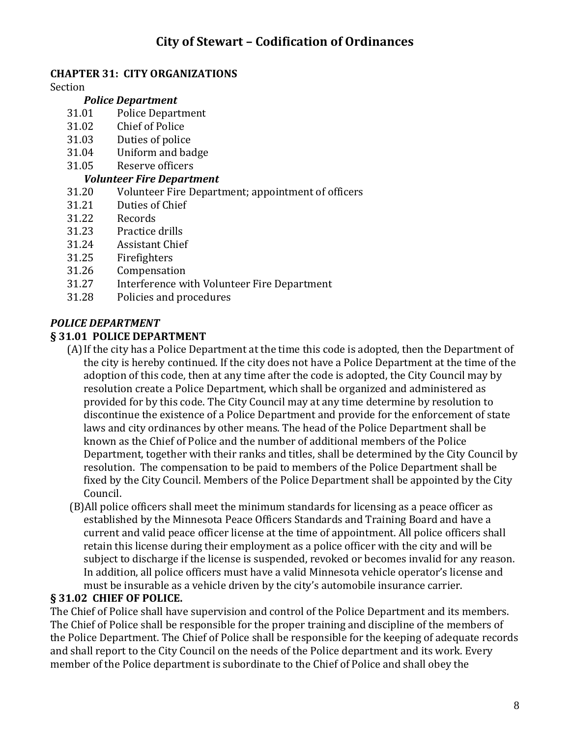# City of Stewart – Codification of Ordinances

## CHAPTER 31: CITY ORGANIZATIONS

Section

***Police Department***

- 31.01 Police Department
- 31.02 Chief of Police
- 31.03 Duties of police
- 31.04 Uniform and badge
- 31.05 Reserve officers

***Volunteer Fire Department***

- 31.20 Volunteer Fire Department; appointment of officers
- 31.21 Duties of Chief
- 31.22 Records
- 31.23 Practice drills
- 31.24 Assistant Chief
- 31.25 Firefighters
- 31.26 Compensation
- 31.27 Interference with Volunteer Fire Department
- 31.28 Policies and procedures

***POLICE DEPARTMENT***

### § 31.01 POLICE DEPARTMENT

(A) If the city has a Police Department at the time this code is adopted, then the Department of the city is hereby continued. If the city does not have a Police Department at the time of the adoption of this code, then at any time after the code is adopted, the City Council may by resolution create a Police Department, which shall be organized and administered as provided for by this code. The City Council may at any time determine by resolution to discontinue the existence of a Police Department and provide for the enforcement of state laws and city ordinances by other means. The head of the Police Department shall be known as the Chief of Police and the number of additional members of the Police Department, together with their ranks and titles, shall be determined by the City Council by resolution. The compensation to be paid to members of the Police Department shall be fixed by the City Council. Members of the Police Department shall be appointed by the City Council.

(B) All police officers shall meet the minimum standards for licensing as a peace officer as established by the Minnesota Peace Officers Standards and Training Board and have a current and valid peace officer license at the time of appointment. All police officers shall retain this license during their employment as a police officer with the city and will be subject to discharge if the license is suspended, revoked or becomes invalid for any reason. In addition, all police officers must have a valid Minnesota vehicle operator's license and must be insurable as a vehicle driven by the city's automobile insurance carrier.

### § 31.02 CHIEF OF POLICE.

The Chief of Police shall have supervision and control of the Police Department and its members. The Chief of Police shall be responsible for the proper training and discipline of the members of the Police Department. The Chief of Police shall be responsible for the keeping of adequate records and shall report to the City Council on the needs of the Police department and its work. Every member of the Police department is subordinate to the Chief of Police and shall obey the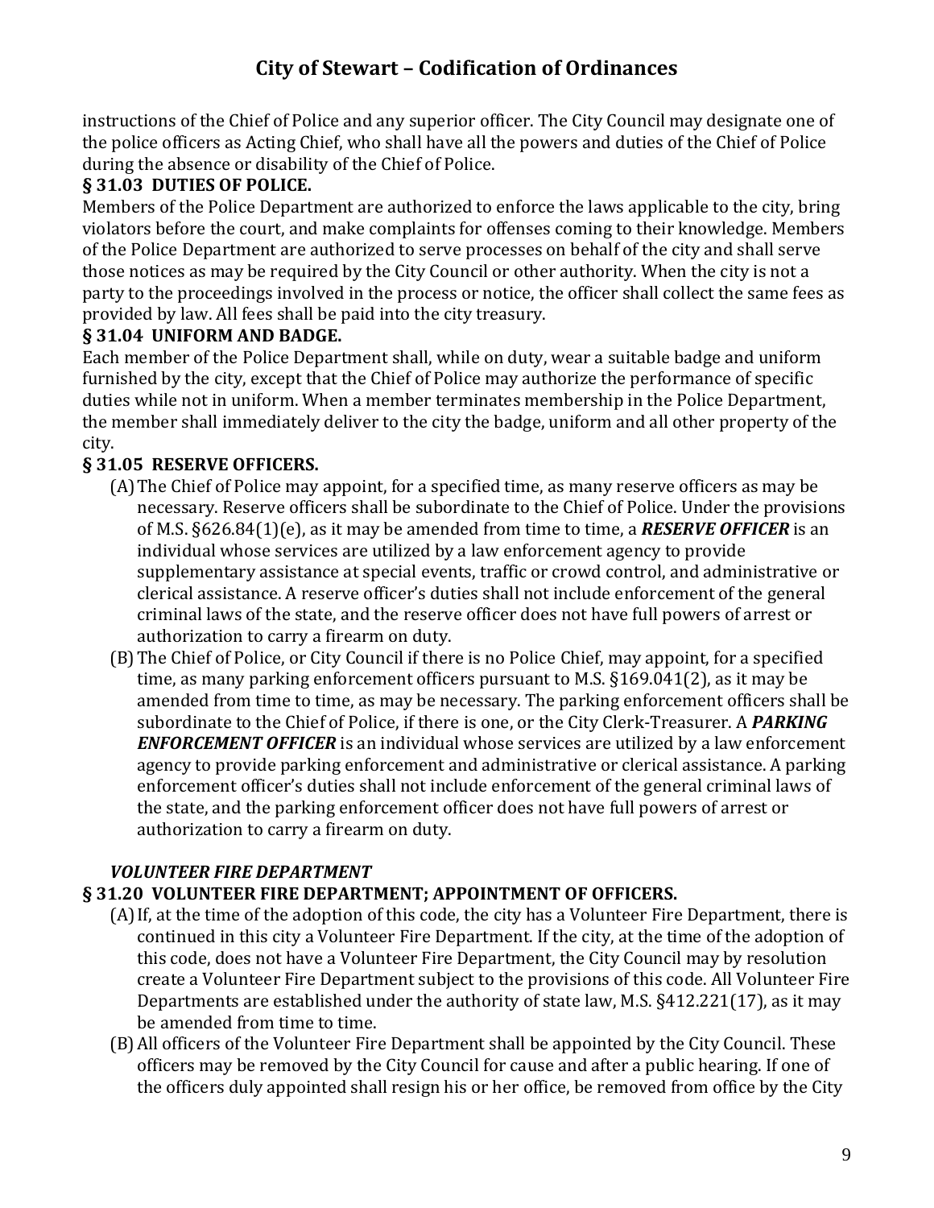instructions of the Chief of Police and any superior officer. The City Council may designate one of the police officers as Acting Chief, who shall have all the powers and duties of the Chief of Police during the absence or disability of the Chief of Police.

### § 31.03 DUTIES OF POLICE.

Members of the Police Department are authorized to enforce the laws applicable to the city, bring violators before the court, and make complaints for offenses coming to their knowledge. Members of the Police Department are authorized to serve processes on behalf of the city and shall serve those notices as may be required by the City Council or other authority. When the city is not a party to the proceedings involved in the process or notice, the officer shall collect the same fees as provided by law. All fees shall be paid into the city treasury.

### § 31.04 UNIFORM AND BADGE.

Each member of the Police Department shall, while on duty, wear a suitable badge and uniform furnished by the city, except that the Chief of Police may authorize the performance of specific duties while not in uniform. When a member terminates membership in the Police Department, the member shall immediately deliver to the city the badge, uniform and all other property of the city.

### § 31.05 RESERVE OFFICERS.

(A) The Chief of Police may appoint, for a specified time, as many reserve officers as may be necessary. Reserve officers shall be subordinate to the Chief of Police. Under the provisions of M.S. §626.84(1)(e), as it may be amended from time to time, a ***RESERVE OFFICER*** is an individual whose services are utilized by a law enforcement agency to provide supplementary assistance at special events, traffic or crowd control, and administrative or clerical assistance. A reserve officer's duties shall not include enforcement of the general criminal laws of the state, and the reserve officer does not have full powers of arrest or authorization to carry a firearm on duty.

(B) The Chief of Police, or City Council if there is no Police Chief, may appoint, for a specified time, as many parking enforcement officers pursuant to M.S. §169.041(2), as it may be amended from time to time, as may be necessary. The parking enforcement officers shall be subordinate to the Chief of Police, if there is one, or the City Clerk-Treasurer. A ***PARKING ENFORCEMENT OFFICER*** is an individual whose services are utilized by a law enforcement agency to provide parking enforcement and administrative or clerical assistance. A parking enforcement officer's duties shall not include enforcement of the general criminal laws of the state, and the parking enforcement officer does not have full powers of arrest or authorization to carry a firearm on duty.

***VOLUNTEER FIRE DEPARTMENT***

### § 31.20 VOLUNTEER FIRE DEPARTMENT; APPOINTMENT OF OFFICERS.

(A) If, at the time of the adoption of this code, the city has a Volunteer Fire Department, there is continued in this city a Volunteer Fire Department. If the city, at the time of the adoption of this code, does not have a Volunteer Fire Department, the City Council may by resolution create a Volunteer Fire Department subject to the provisions of this code. All Volunteer Fire Departments are established under the authority of state law, M.S. §412.221(17), as it may be amended from time to time.

(B) All officers of the Volunteer Fire Department shall be appointed by the City Council. These officers may be removed by the City Council for cause and after a public hearing. If one of the officers duly appointed shall resign his or her office, be removed from office by the City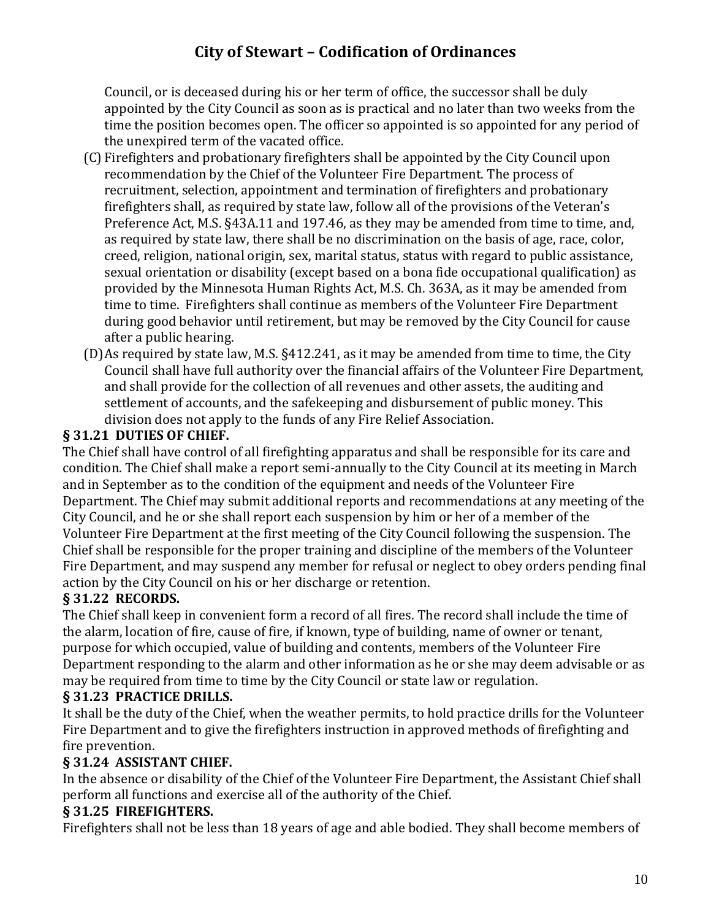Council, or is deceased during his or her term of office, the successor shall be duly appointed by the City Council as soon as is practical and no later than two weeks from the time the position becomes open. The officer so appointed is so appointed for any period of the unexpired term of the vacated office.

(C) Firefighters and probationary firefighters shall be appointed by the City Council upon recommendation by the Chief of the Volunteer Fire Department. The process of recruitment, selection, appointment and termination of firefighters and probationary firefighters shall, as required by state law, follow all of the provisions of the Veteran's Preference Act, M.S. §43A.11 and 197.46, as they may be amended from time to time, and, as required by state law, there shall be no discrimination on the basis of age, race, color, creed, religion, national origin, sex, marital status, status with regard to public assistance, sexual orientation or disability (except based on a bona fide occupational qualification) as provided by the Minnesota Human Rights Act, M.S. Ch. 363A, as it may be amended from time to time. Firefighters shall continue as members of the Volunteer Fire Department during good behavior until retirement, but may be removed by the City Council for cause after a public hearing.

(D) As required by state law, M.S. §412.241, as it may be amended from time to time, the City Council shall have full authority over the financial affairs of the Volunteer Fire Department, and shall provide for the collection of all revenues and other assets, the auditing and settlement of accounts, and the safekeeping and disbursement of public money. This division does not apply to the funds of any Fire Relief Association.

**§ 31.21 DUTIES OF CHIEF.**

The Chief shall have control of all firefighting apparatus and shall be responsible for its care and condition. The Chief shall make a report semi-annually to the City Council at its meeting in March and in September as to the condition of the equipment and needs of the Volunteer Fire Department. The Chief may submit additional reports and recommendations at any meeting of the City Council, and he or she shall report each suspension by him or her of a member of the Volunteer Fire Department at the first meeting of the City Council following the suspension. The Chief shall be responsible for the proper training and discipline of the members of the Volunteer Fire Department, and may suspend any member for refusal or neglect to obey orders pending final action by the City Council on his or her discharge or retention.

**§ 31.22 RECORDS.**

The Chief shall keep in convenient form a record of all fires. The record shall include the time of the alarm, location of fire, cause of fire, if known, type of building, name of owner or tenant, purpose for which occupied, value of building and contents, members of the Volunteer Fire Department responding to the alarm and other information as he or she may deem advisable or as may be required from time to time by the City Council or state law or regulation.

**§ 31.23 PRACTICE DRILLS.**

It shall be the duty of the Chief, when the weather permits, to hold practice drills for the Volunteer Fire Department and to give the firefighters instruction in approved methods of firefighting and fire prevention.

**§ 31.24 ASSISTANT CHIEF.**

In the absence or disability of the Chief of the Volunteer Fire Department, the Assistant Chief shall perform all functions and exercise all of the authority of the Chief.

**§ 31.25 FIREFIGHTERS.**

Firefighters shall not be less than 18 years of age and able bodied. They shall become members of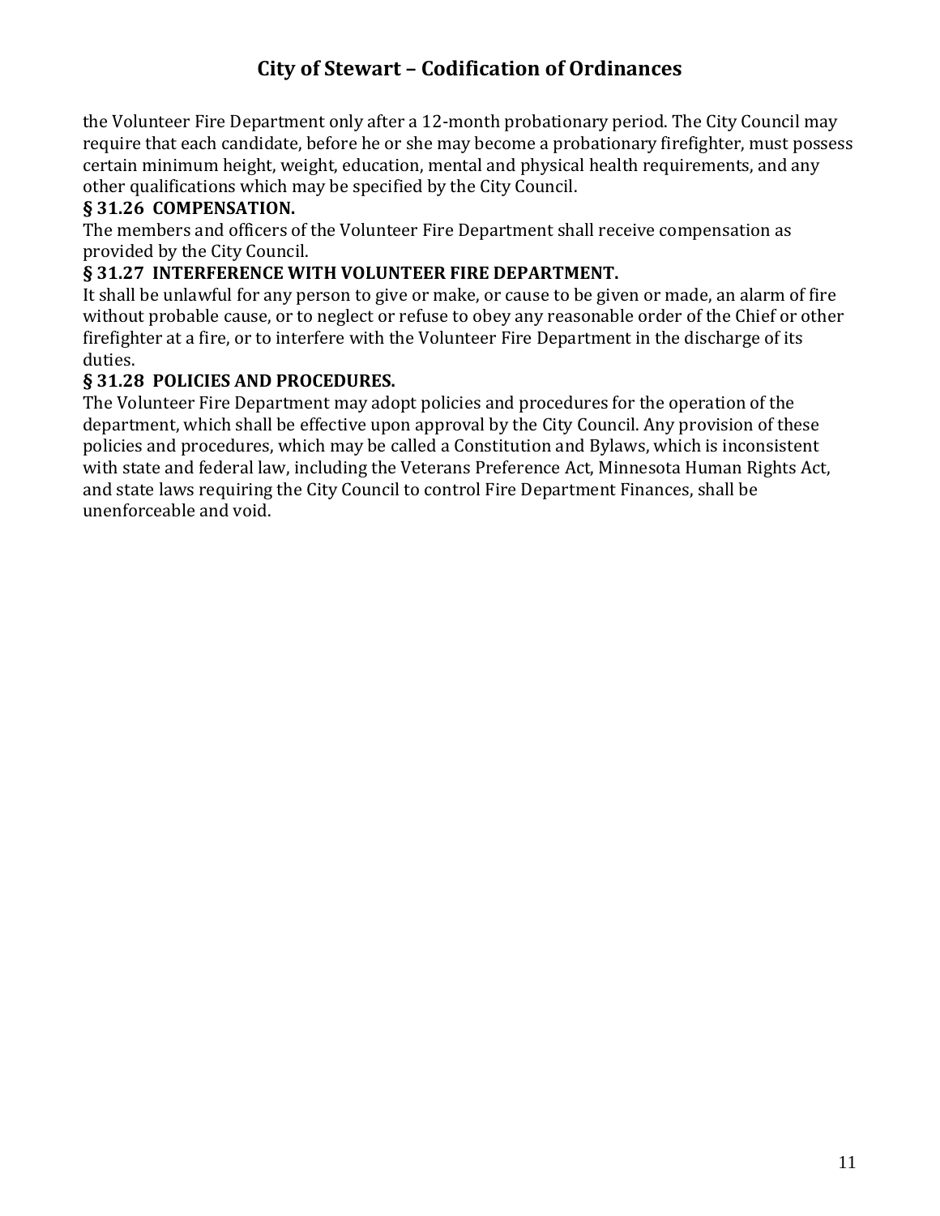the Volunteer Fire Department only after a 12-month probationary period. The City Council may require that each candidate, before he or she may become a probationary firefighter, must possess certain minimum height, weight, education, mental and physical health requirements, and any other qualifications which may be specified by the City Council.

**§ 31.26 COMPENSATION.**

The members and officers of the Volunteer Fire Department shall receive compensation as provided by the City Council.

**§ 31.27 INTERFERENCE WITH VOLUNTEER FIRE DEPARTMENT.**

It shall be unlawful for any person to give or make, or cause to be given or made, an alarm of fire without probable cause, or to neglect or refuse to obey any reasonable order of the Chief or other firefighter at a fire, or to interfere with the Volunteer Fire Department in the discharge of its duties.

**§ 31.28 POLICIES AND PROCEDURES.**

The Volunteer Fire Department may adopt policies and procedures for the operation of the department, which shall be effective upon approval by the City Council. Any provision of these policies and procedures, which may be called a Constitution and Bylaws, which is inconsistent with state and federal law, including the Veterans Preference Act, Minnesota Human Rights Act, and state laws requiring the City Council to control Fire Department Finances, shall be unenforceable and void.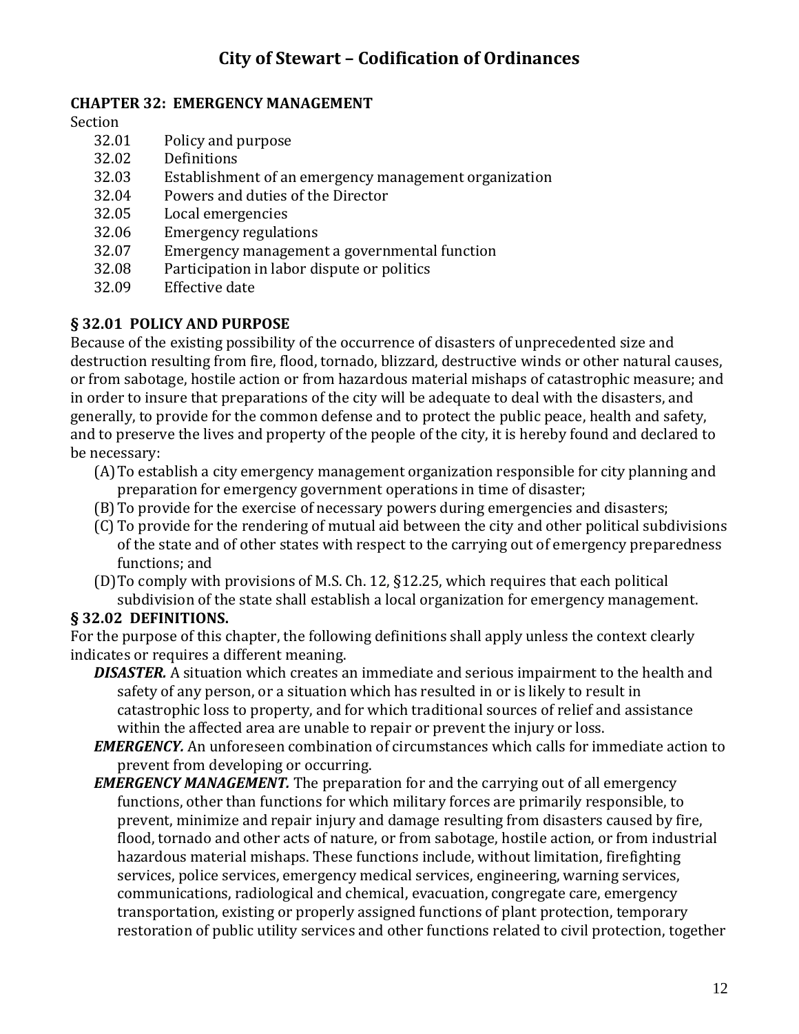# City of Stewart – Codification of Ordinances

**CHAPTER 32: EMERGENCY MANAGEMENT**

Section

32.01 Policy and purpose
32.02 Definitions
32.03 Establishment of an emergency management organization
32.04 Powers and duties of the Director
32.05 Local emergencies
32.06 Emergency regulations
32.07 Emergency management a governmental function
32.08 Participation in labor dispute or politics
32.09 Effective date

**§ 32.01 POLICY AND PURPOSE**

Because of the existing possibility of the occurrence of disasters of unprecedented size and destruction resulting from fire, flood, tornado, blizzard, destructive winds or other natural causes, or from sabotage, hostile action or from hazardous material mishaps of catastrophic measure; and in order to insure that preparations of the city will be adequate to deal with the disasters, and generally, to provide for the common defense and to protect the public peace, health and safety, and to preserve the lives and property of the people of the city, it is hereby found and declared to be necessary:

(A) To establish a city emergency management organization responsible for city planning and preparation for emergency government operations in time of disaster;

(B) To provide for the exercise of necessary powers during emergencies and disasters;

(C) To provide for the rendering of mutual aid between the city and other political subdivisions of the state and of other states with respect to the carrying out of emergency preparedness functions; and

(D) To comply with provisions of M.S. Ch. 12, §12.25, which requires that each political subdivision of the state shall establish a local organization for emergency management.

**§ 32.02 DEFINITIONS.**

For the purpose of this chapter, the following definitions shall apply unless the context clearly indicates or requires a different meaning.

***DISASTER.*** A situation which creates an immediate and serious impairment to the health and safety of any person, or a situation which has resulted in or is likely to result in catastrophic loss to property, and for which traditional sources of relief and assistance within the affected area are unable to repair or prevent the injury or loss.

***EMERGENCY.*** An unforeseen combination of circumstances which calls for immediate action to prevent from developing or occurring.

***EMERGENCY MANAGEMENT.*** The preparation for and the carrying out of all emergency functions, other than functions for which military forces are primarily responsible, to prevent, minimize and repair injury and damage resulting from disasters caused by fire, flood, tornado and other acts of nature, or from sabotage, hostile action, or from industrial hazardous material mishaps. These functions include, without limitation, firefighting services, police services, emergency medical services, engineering, warning services, communications, radiological and chemical, evacuation, congregate care, emergency transportation, existing or properly assigned functions of plant protection, temporary restoration of public utility services and other functions related to civil protection, together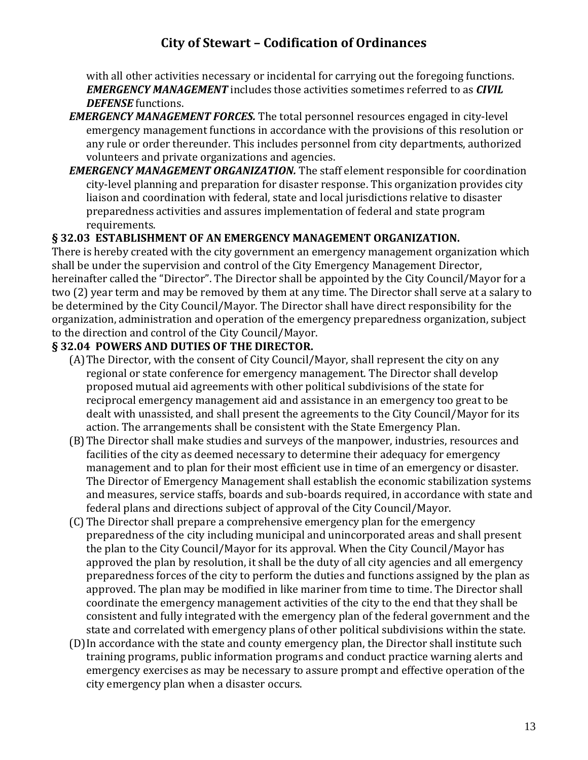with all other activities necessary or incidental for carrying out the foregoing functions. ***EMERGENCY MANAGEMENT*** includes those activities sometimes referred to as ***CIVIL DEFENSE*** functions.

***EMERGENCY MANAGEMENT FORCES.*** The total personnel resources engaged in city-level emergency management functions in accordance with the provisions of this resolution or any rule or order thereunder. This includes personnel from city departments, authorized volunteers and private organizations and agencies.

***EMERGENCY MANAGEMENT ORGANIZATION.*** The staff element responsible for coordination city-level planning and preparation for disaster response. This organization provides city liaison and coordination with federal, state and local jurisdictions relative to disaster preparedness activities and assures implementation of federal and state program requirements.

**§ 32.03 ESTABLISHMENT OF AN EMERGENCY MANAGEMENT ORGANIZATION.**

There is hereby created with the city government an emergency management organization which shall be under the supervision and control of the City Emergency Management Director, hereinafter called the "Director". The Director shall be appointed by the City Council/Mayor for a two (2) year term and may be removed by them at any time. The Director shall serve at a salary to be determined by the City Council/Mayor. The Director shall have direct responsibility for the organization, administration and operation of the emergency preparedness organization, subject to the direction and control of the City Council/Mayor.

**§ 32.04 POWERS AND DUTIES OF THE DIRECTOR.**

(A) The Director, with the consent of City Council/Mayor, shall represent the city on any regional or state conference for emergency management. The Director shall develop proposed mutual aid agreements with other political subdivisions of the state for reciprocal emergency management aid and assistance in an emergency too great to be dealt with unassisted, and shall present the agreements to the City Council/Mayor for its action. The arrangements shall be consistent with the State Emergency Plan.

(B) The Director shall make studies and surveys of the manpower, industries, resources and facilities of the city as deemed necessary to determine their adequacy for emergency management and to plan for their most efficient use in time of an emergency or disaster. The Director of Emergency Management shall establish the economic stabilization systems and measures, service staffs, boards and sub-boards required, in accordance with state and federal plans and directions subject of approval of the City Council/Mayor.

(C) The Director shall prepare a comprehensive emergency plan for the emergency preparedness of the city including municipal and unincorporated areas and shall present the plan to the City Council/Mayor for its approval. When the City Council/Mayor has approved the plan by resolution, it shall be the duty of all city agencies and all emergency preparedness forces of the city to perform the duties and functions assigned by the plan as approved. The plan may be modified in like mariner from time to time. The Director shall coordinate the emergency management activities of the city to the end that they shall be consistent and fully integrated with the emergency plan of the federal government and the state and correlated with emergency plans of other political subdivisions within the state.

(D) In accordance with the state and county emergency plan, the Director shall institute such training programs, public information programs and conduct practice warning alerts and emergency exercises as may be necessary to assure prompt and effective operation of the city emergency plan when a disaster occurs.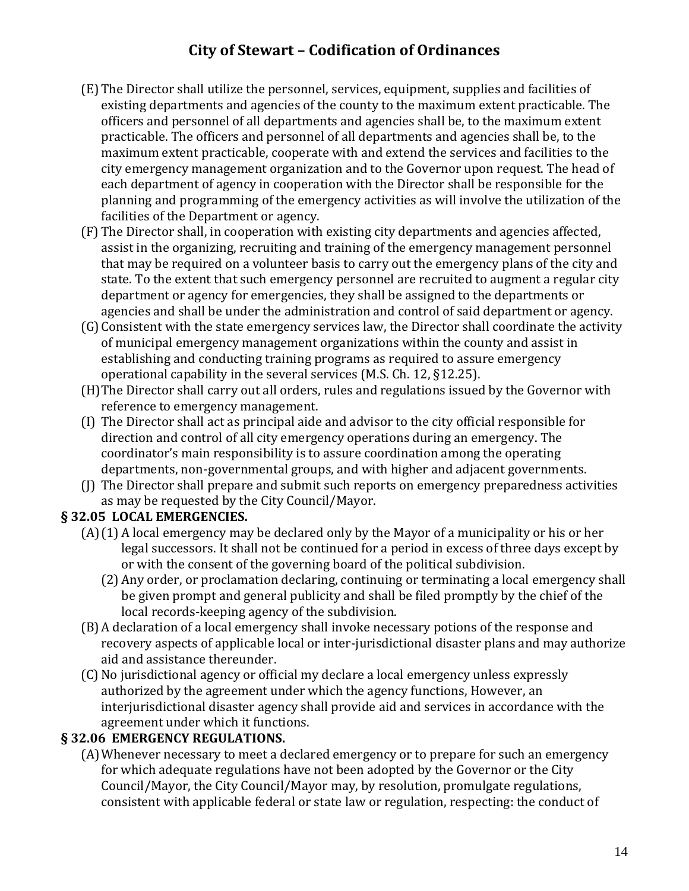(E) The Director shall utilize the personnel, services, equipment, supplies and facilities of existing departments and agencies of the county to the maximum extent practicable. The officers and personnel of all departments and agencies shall be, to the maximum extent practicable. The officers and personnel of all departments and agencies shall be, to the maximum extent practicable, cooperate with and extend the services and facilities to the city emergency management organization and to the Governor upon request. The head of each department of agency in cooperation with the Director shall be responsible for the planning and programming of the emergency activities as will involve the utilization of the facilities of the Department or agency.

(F) The Director shall, in cooperation with existing city departments and agencies affected, assist in the organizing, recruiting and training of the emergency management personnel that may be required on a volunteer basis to carry out the emergency plans of the city and state. To the extent that such emergency personnel are recruited to augment a regular city department or agency for emergencies, they shall be assigned to the departments or agencies and shall be under the administration and control of said department or agency.

(G) Consistent with the state emergency services law, the Director shall coordinate the activity of municipal emergency management organizations within the county and assist in establishing and conducting training programs as required to assure emergency operational capability in the several services (M.S. Ch. 12, §12.25).

(H) The Director shall carry out all orders, rules and regulations issued by the Governor with reference to emergency management.

(I) The Director shall act as principal aide and advisor to the city official responsible for direction and control of all city emergency operations during an emergency. The coordinator's main responsibility is to assure coordination among the operating departments, non-governmental groups, and with higher and adjacent governments.

(J) The Director shall prepare and submit such reports on emergency preparedness activities as may be requested by the City Council/Mayor.

**§ 32.05 LOCAL EMERGENCIES.**

(A) (1) A local emergency may be declared only by the Mayor of a municipality or his or her legal successors. It shall not be continued for a period in excess of three days except by or with the consent of the governing board of the political subdivision.

(2) Any order, or proclamation declaring, continuing or terminating a local emergency shall be given prompt and general publicity and shall be filed promptly by the chief of the local records-keeping agency of the subdivision.

(B) A declaration of a local emergency shall invoke necessary potions of the response and recovery aspects of applicable local or inter-jurisdictional disaster plans and may authorize aid and assistance thereunder.

(C) No jurisdictional agency or official my declare a local emergency unless expressly authorized by the agreement under which the agency functions, However, an interjurisdictional disaster agency shall provide aid and services in accordance with the agreement under which it functions.

**§ 32.06 EMERGENCY REGULATIONS.**

(A) Whenever necessary to meet a declared emergency or to prepare for such an emergency for which adequate regulations have not been adopted by the Governor or the City Council/Mayor, the City Council/Mayor may, by resolution, promulgate regulations, consistent with applicable federal or state law or regulation, respecting: the conduct of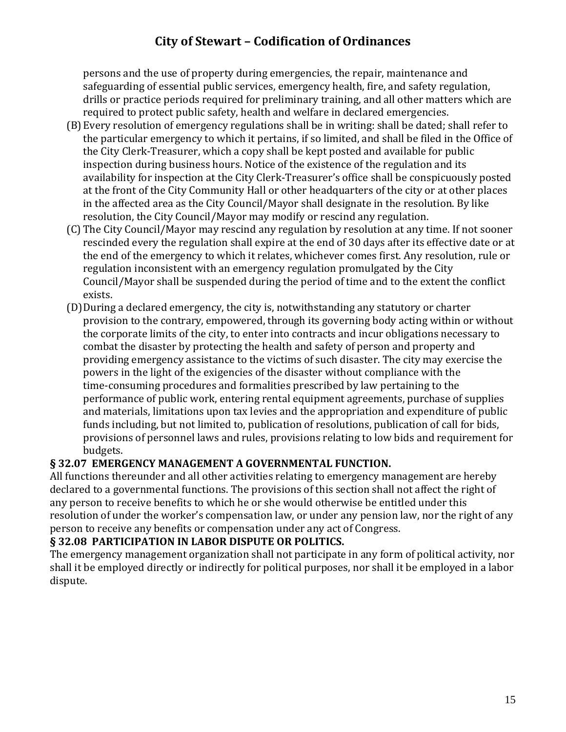persons and the use of property during emergencies, the repair, maintenance and safeguarding of essential public services, emergency health, fire, and safety regulation, drills or practice periods required for preliminary training, and all other matters which are required to protect public safety, health and welfare in declared emergencies.

(B) Every resolution of emergency regulations shall be in writing: shall be dated; shall refer to the particular emergency to which it pertains, if so limited, and shall be filed in the Office of the City Clerk-Treasurer, which a copy shall be kept posted and available for public inspection during business hours. Notice of the existence of the regulation and its availability for inspection at the City Clerk-Treasurer's office shall be conspicuously posted at the front of the City Community Hall or other headquarters of the city or at other places in the affected area as the City Council/Mayor shall designate in the resolution. By like resolution, the City Council/Mayor may modify or rescind any regulation.

(C) The City Council/Mayor may rescind any regulation by resolution at any time. If not sooner rescinded every the regulation shall expire at the end of 30 days after its effective date or at the end of the emergency to which it relates, whichever comes first. Any resolution, rule or regulation inconsistent with an emergency regulation promulgated by the City Council/Mayor shall be suspended during the period of time and to the extent the conflict exists.

(D) During a declared emergency, the city is, notwithstanding any statutory or charter provision to the contrary, empowered, through its governing body acting within or without the corporate limits of the city, to enter into contracts and incur obligations necessary to combat the disaster by protecting the health and safety of person and property and providing emergency assistance to the victims of such disaster. The city may exercise the powers in the light of the exigencies of the disaster without compliance with the time-consuming procedures and formalities prescribed by law pertaining to the performance of public work, entering rental equipment agreements, purchase of supplies and materials, limitations upon tax levies and the appropriation and expenditure of public funds including, but not limited to, publication of resolutions, publication of call for bids, provisions of personnel laws and rules, provisions relating to low bids and requirement for budgets.

**§ 32.07 EMERGENCY MANAGEMENT A GOVERNMENTAL FUNCTION.**

All functions thereunder and all other activities relating to emergency management are hereby declared to a governmental functions. The provisions of this section shall not affect the right of any person to receive benefits to which he or she would otherwise be entitled under this resolution of under the worker's compensation law, or under any pension law, nor the right of any person to receive any benefits or compensation under any act of Congress.

**§ 32.08 PARTICIPATION IN LABOR DISPUTE OR POLITICS.**

The emergency management organization shall not participate in any form of political activity, nor shall it be employed directly or indirectly for political purposes, nor shall it be employed in a labor dispute.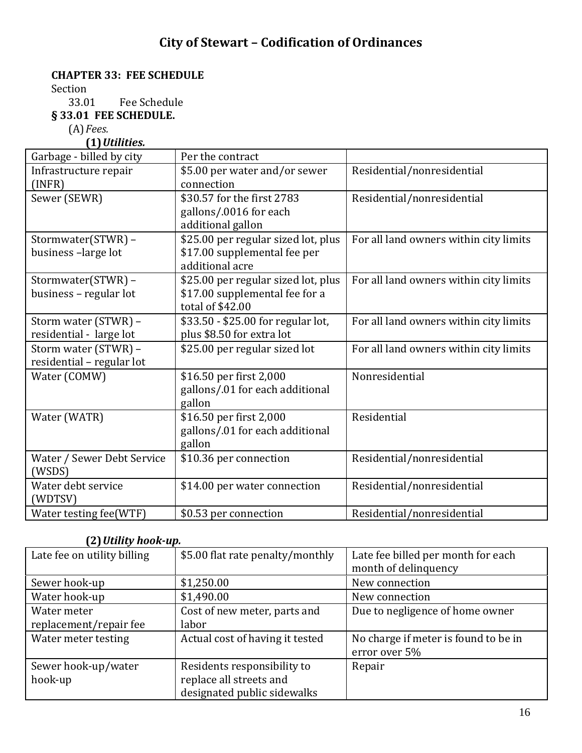# City of Stewart – Codification of Ordinances

**CHAPTER 33: FEE SCHEDULE**

Section

33.01 Fee Schedule

**§ 33.01 FEE SCHEDULE.**

(A) *Fees.*

**(1)** ***Utilities.***

| Garbage - billed by city | Per the contract | |
|---|---|---|
| Infrastructure repair (INFR) | $5.00 per water and/or sewer connection | Residential/nonresidential |
| Sewer (SEWR) | $30.57 for the first 2783 gallons/.0016 for each additional gallon | Residential/nonresidential |
| Stormwater(STWR) – business –large lot | $25.00 per regular sized lot, plus $17.00 supplemental fee per additional acre | For all land owners within city limits |
| Stormwater(STWR) – business – regular lot | $25.00 per regular sized lot, plus $17.00 supplemental fee for a total of $42.00 | For all land owners within city limits |
| Storm water (STWR) – residential - large lot | $33.50 - $25.00 for regular lot, plus $8.50 for extra lot | For all land owners within city limits |
| Storm water (STWR) – residential – regular lot | $25.00 per regular sized lot | For all land owners within city limits |
| Water (COMW) | $16.50 per first 2,000 gallons/.01 for each additional gallon | Nonresidential |
| Water (WATR) | $16.50 per first 2,000 gallons/.01 for each additional gallon | Residential |
| Water / Sewer Debt Service (WSDS) | $10.36 per connection | Residential/nonresidential |
| Water debt service (WDTSV) | $14.00 per water connection | Residential/nonresidential |
| Water testing fee(WTF) | $0.53 per connection | Residential/nonresidential |

**(2)** ***Utility hook-up.***

| Late fee on utility billing | $5.00 flat rate penalty/monthly | Late fee billed per month for each month of delinquency |
|---|---|---|
| Sewer hook-up | $1,250.00 | New connection |
| Water hook-up | $1,490.00 | New connection |
| Water meter replacement/repair fee | Cost of new meter, parts and labor | Due to negligence of home owner |
| Water meter testing | Actual cost of having it tested | No charge if meter is found to be in error over 5% |
| Sewer hook-up/water hook-up | Residents responsibility to replace all streets and designated public sidewalks | Repair |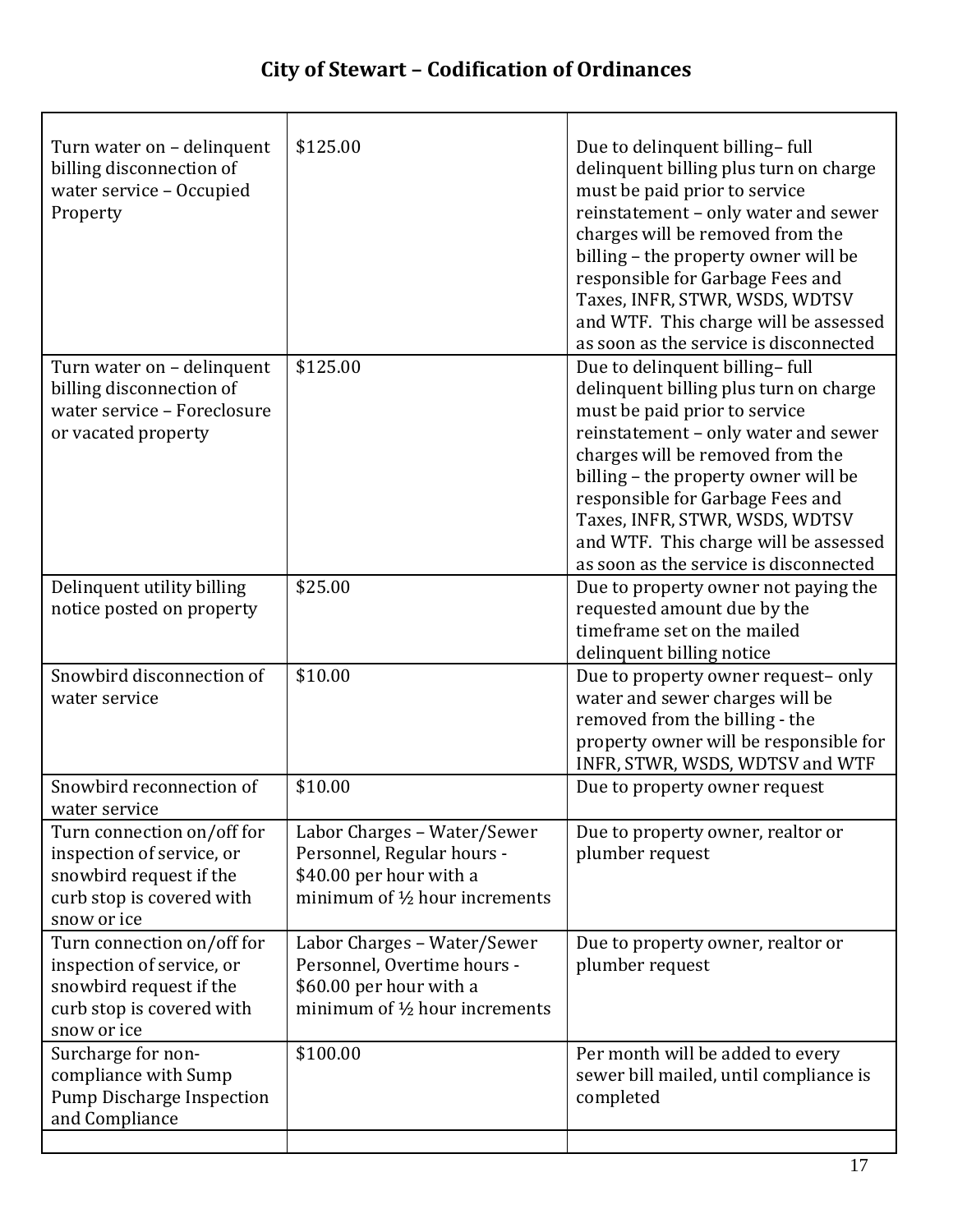| | | |
|---|---|---|
| Turn water on – delinquent billing disconnection of water service – Occupied Property | $125.00 | Due to delinquent billing– full delinquent billing plus turn on charge must be paid prior to service reinstatement – only water and sewer charges will be removed from the billing – the property owner will be responsible for Garbage Fees and Taxes, INFR, STWR, WSDS, WDTSV and WTF. This charge will be assessed as soon as the service is disconnected |
| Turn water on – delinquent billing disconnection of water service – Foreclosure or vacated property | $125.00 | Due to delinquent billing– full delinquent billing plus turn on charge must be paid prior to service reinstatement – only water and sewer charges will be removed from the billing – the property owner will be responsible for Garbage Fees and Taxes, INFR, STWR, WSDS, WDTSV and WTF. This charge will be assessed as soon as the service is disconnected |
| Delinquent utility billing notice posted on property | $25.00 | Due to property owner not paying the requested amount due by the timeframe set on the mailed delinquent billing notice |
| Snowbird disconnection of water service | $10.00 | Due to property owner request– only water and sewer charges will be removed from the billing - the property owner will be responsible for INFR, STWR, WSDS, WDTSV and WTF |
| Snowbird reconnection of water service | $10.00 | Due to property owner request |
| Turn connection on/off for inspection of service, or snowbird request if the curb stop is covered with snow or ice | Labor Charges – Water/Sewer Personnel, Regular hours - $40.00 per hour with a minimum of ½ hour increments | Due to property owner, realtor or plumber request |
| Turn connection on/off for inspection of service, or snowbird request if the curb stop is covered with snow or ice | Labor Charges – Water/Sewer Personnel, Overtime hours - $60.00 per hour with a minimum of ½ hour increments | Due to property owner, realtor or plumber request |
| Surcharge for non-compliance with Sump Pump Discharge Inspection and Compliance | $100.00 | Per month will be added to every sewer bill mailed, until compliance is completed |
| | | |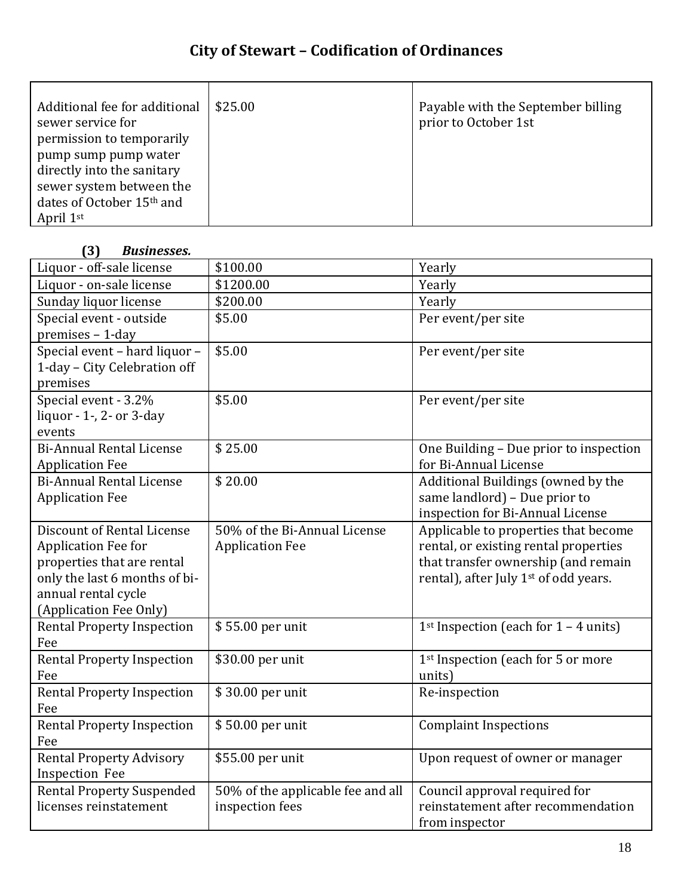| | | |
|---|---|---|
| Additional fee for additional sewer service for permission to temporarily pump sump pump water directly into the sanitary sewer system between the dates of October 15th and April 1st | $25.00 | Payable with the September billing prior to October 1st |

**(3)** ***Businesses.***

| | | |
|---|---|---|
| Liquor - off-sale license | $100.00 | Yearly |
| Liquor - on-sale license | $1200.00 | Yearly |
| Sunday liquor license | $200.00 | Yearly |
| Special event - outside premises – 1-day | $5.00 | Per event/per site |
| Special event – hard liquor – 1-day – City Celebration off premises | $5.00 | Per event/per site |
| Special event - 3.2% liquor - 1-, 2- or 3-day events | $5.00 | Per event/per site |
| Bi-Annual Rental License Application Fee | $ 25.00 | One Building – Due prior to inspection for Bi-Annual License |
| Bi-Annual Rental License Application Fee | $ 20.00 | Additional Buildings (owned by the same landlord) – Due prior to inspection for Bi-Annual License |
| Discount of Rental License Application Fee for properties that are rental only the last 6 months of bi-annual rental cycle (Application Fee Only) | 50% of the Bi-Annual License Application Fee | Applicable to properties that become rental, or existing rental properties that transfer ownership (and remain rental), after July 1st of odd years. |
| Rental Property Inspection Fee | $ 55.00 per unit | 1st Inspection (each for 1 – 4 units) |
| Rental Property Inspection Fee | $30.00 per unit | 1st Inspection (each for 5 or more units) |
| Rental Property Inspection Fee | $ 30.00 per unit | Re-inspection |
| Rental Property Inspection Fee | $ 50.00 per unit | Complaint Inspections |
| Rental Property Advisory Inspection Fee | $55.00 per unit | Upon request of owner or manager |
| Rental Property Suspended licenses reinstatement | 50% of the applicable fee and all inspection fees | Council approval required for reinstatement after recommendation from inspector |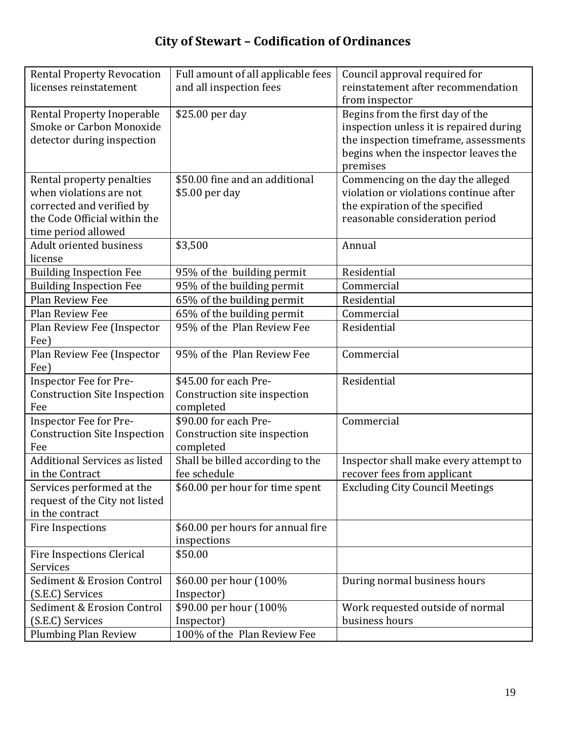# City of Stewart – Codification of Ordinances

| | | |
|---|---|---|
| Rental Property Revocation licenses reinstatement | Full amount of all applicable fees and all inspection fees | Council approval required for reinstatement after recommendation from inspector |
| Rental Property Inoperable Smoke or Carbon Monoxide detector during inspection | $25.00 per day | Begins from the first day of the inspection unless it is repaired during the inspection timeframe, assessments begins when the inspector leaves the premises |
| Rental property penalties when violations are not corrected and verified by the Code Official within the time period allowed | $50.00 fine and an additional $5.00 per day | Commencing on the day the alleged violation or violations continue after the expiration of the specified reasonable consideration period |
| Adult oriented business license | $3,500 | Annual |
| Building Inspection Fee | 95% of the building permit | Residential |
| Building Inspection Fee | 95% of the building permit | Commercial |
| Plan Review Fee | 65% of the building permit | Residential |
| Plan Review Fee | 65% of the building permit | Commercial |
| Plan Review Fee (Inspector Fee) | 95% of the Plan Review Fee | Residential |
| Plan Review Fee (Inspector Fee) | 95% of the Plan Review Fee | Commercial |
| Inspector Fee for Pre-Construction Site Inspection Fee | $45.00 for each Pre-Construction site inspection completed | Residential |
| Inspector Fee for Pre-Construction Site Inspection Fee | $90.00 for each Pre-Construction site inspection completed | Commercial |
| Additional Services as listed in the Contract | Shall be billed according to the fee schedule | Inspector shall make every attempt to recover fees from applicant |
| Services performed at the request of the City not listed in the contract | $60.00 per hour for time spent | Excluding City Council Meetings |
| Fire Inspections | $60.00 per hours for annual fire inspections | |
| Fire Inspections Clerical Services | $50.00 | |
| Sediment & Erosion Control (S.E.C) Services | $60.00 per hour (100% Inspector) | During normal business hours |
| Sediment & Erosion Control (S.E.C) Services | $90.00 per hour (100% Inspector) | Work requested outside of normal business hours |
| Plumbing Plan Review | 100% of the Plan Review Fee | |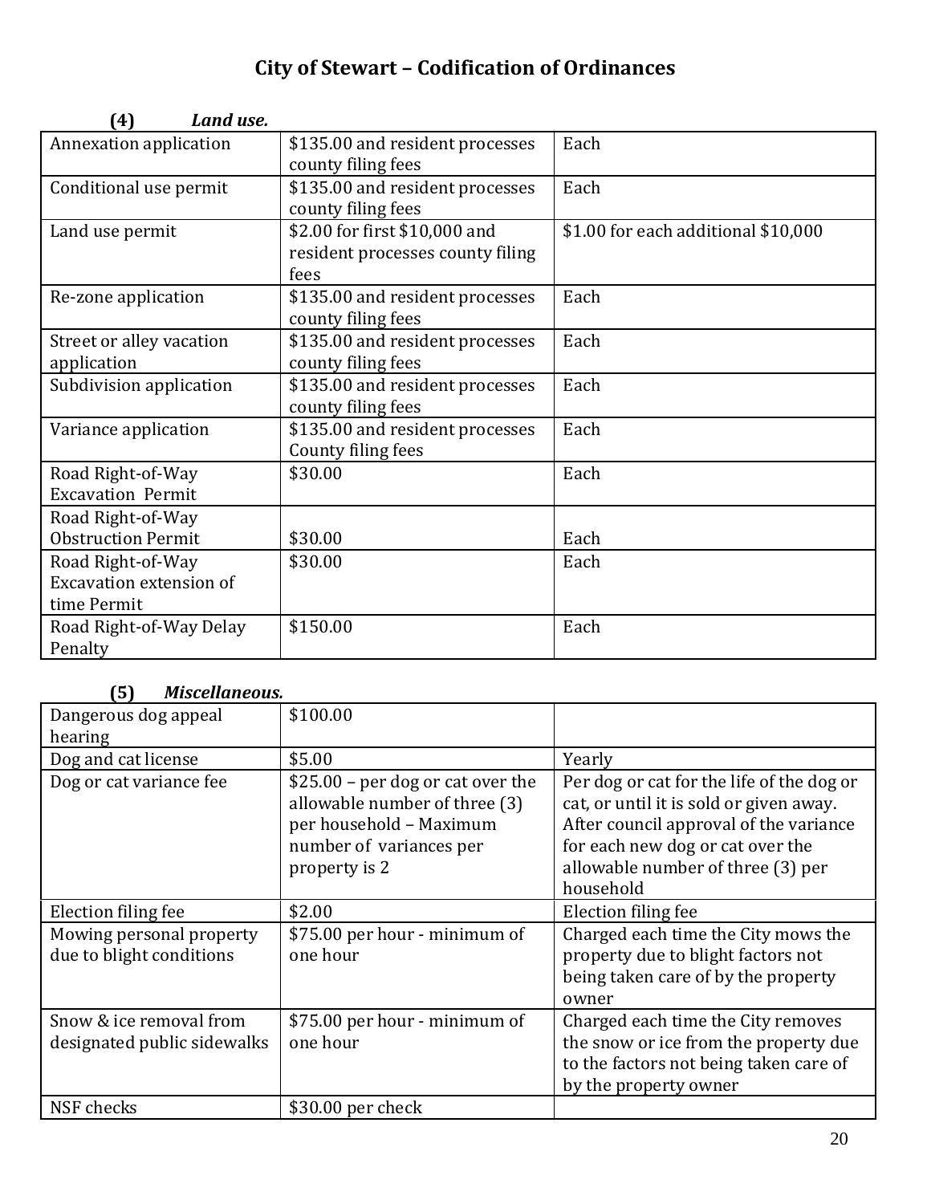**(4)** ***Land use.***

| Annexation application | $135.00 and resident processes county filing fees | Each |
|---|---|---|
| Conditional use permit | $135.00 and resident processes county filing fees | Each |
| Land use permit | $2.00 for first $10,000 and resident processes county filing fees | $1.00 for each additional $10,000 |
| Re-zone application | $135.00 and resident processes county filing fees | Each |
| Street or alley vacation application | $135.00 and resident processes county filing fees | Each |
| Subdivision application | $135.00 and resident processes county filing fees | Each |
| Variance application | $135.00 and resident processes County filing fees | Each |
| Road Right-of-Way Excavation Permit | $30.00 | Each |
| Road Right-of-Way Obstruction Permit | $30.00 | Each |
| Road Right-of-Way Excavation extension of time Permit | $30.00 | Each |
| Road Right-of-Way Delay Penalty | $150.00 | Each |

**(5)** ***Miscellaneous.***

| Dangerous dog appeal hearing | $100.00 | |
|---|---|---|
| Dog and cat license | $5.00 | Yearly |
| Dog or cat variance fee | $25.00 – per dog or cat over the allowable number of three (3) per household – Maximum number of variances per property is 2 | Per dog or cat for the life of the dog or cat, or until it is sold or given away. After council approval of the variance for each new dog or cat over the allowable number of three (3) per household |
| Election filing fee | $2.00 | Election filing fee |
| Mowing personal property due to blight conditions | $75.00 per hour - minimum of one hour | Charged each time the City mows the property due to blight factors not being taken care of by the property owner |
| Snow & ice removal from designated public sidewalks | $75.00 per hour - minimum of one hour | Charged each time the City removes the snow or ice from the property due to the factors not being taken care of by the property owner |
| NSF checks | $30.00 per check | |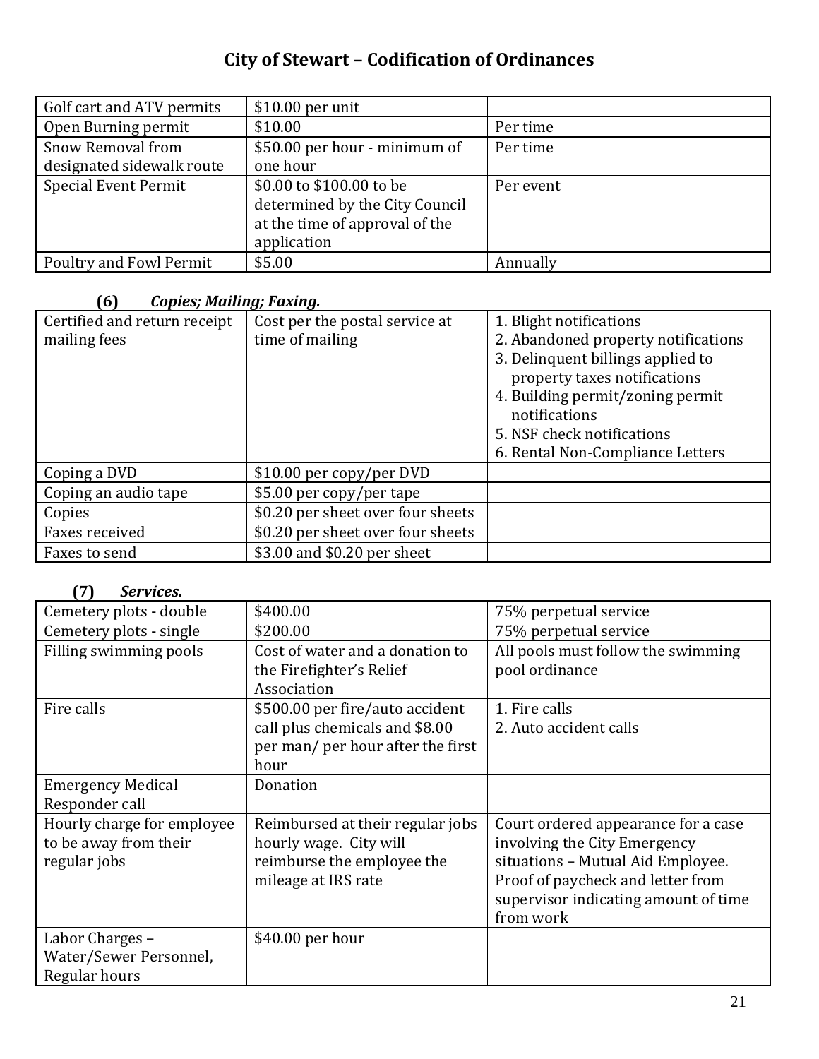| Golf cart and ATV permits | $10.00 per unit | |
|---|---|---|
| Open Burning permit | $10.00 | Per time |
| Snow Removal from designated sidewalk route | $50.00 per hour - minimum of one hour | Per time |
| Special Event Permit | $0.00 to $100.00 to be determined by the City Council at the time of approval of the application | Per event |
| Poultry and Fowl Permit | $5.00 | Annually |

**(6)** ***Copies; Mailing; Faxing.***

| Certified and return receipt mailing fees | Cost per the postal service at time of mailing | 1. Blight notifications<br>2. Abandoned property notifications<br>3. Delinquent billings applied to property taxes notifications<br>4. Building permit/zoning permit notifications<br>5. NSF check notifications<br>6. Rental Non-Compliance Letters |
|---|---|---|
| Coping a DVD | $10.00 per copy/per DVD | |
| Coping an audio tape | $5.00 per copy/per tape | |
| Copies | $0.20 per sheet over four sheets | |
| Faxes received | $0.20 per sheet over four sheets | |
| Faxes to send | $3.00 and $0.20 per sheet | |

**(7)** ***Services.***

| Cemetery plots - double | $400.00 | 75% perpetual service |
|---|---|---|
| Cemetery plots - single | $200.00 | 75% perpetual service |
| Filling swimming pools | Cost of water and a donation to the Firefighter's Relief Association | All pools must follow the swimming pool ordinance |
| Fire calls | $500.00 per fire/auto accident call plus chemicals and $8.00 per man/ per hour after the first hour | 1. Fire calls<br>2. Auto accident calls |
| Emergency Medical Responder call | Donation | |
| Hourly charge for employee to be away from their regular jobs | Reimbursed at their regular jobs hourly wage. City will reimburse the employee the mileage at IRS rate | Court ordered appearance for a case involving the City Emergency situations – Mutual Aid Employee. Proof of paycheck and letter from supervisor indicating amount of time from work |
| Labor Charges – Water/Sewer Personnel, Regular hours | $40.00 per hour | |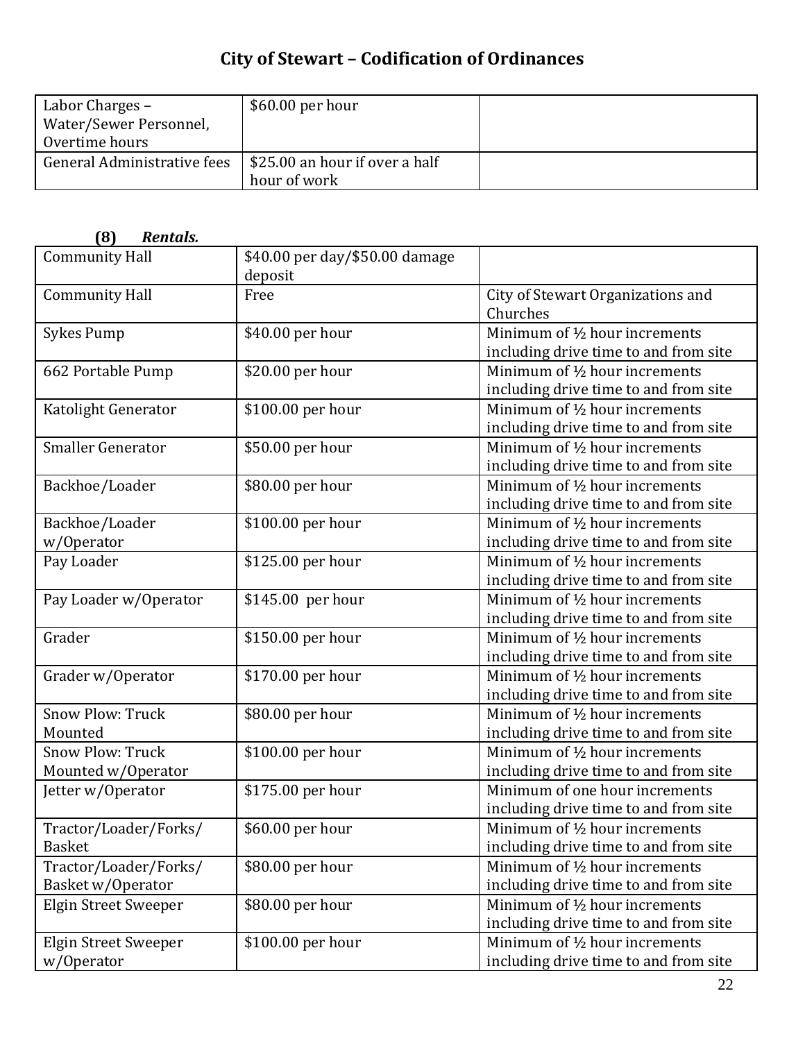| Labor Charges – Water/Sewer Personnel, Overtime hours | $60.00 per hour | |
|---|---|---|
| General Administrative fees | $25.00 an hour if over a half hour of work | |

**(8)** ***Rentals.***

| Community Hall | $40.00 per day/$50.00 damage deposit | |
|---|---|---|
| Community Hall | Free | City of Stewart Organizations and Churches |
| Sykes Pump | $40.00 per hour | Minimum of ½ hour increments including drive time to and from site |
| 662 Portable Pump | $20.00 per hour | Minimum of ½ hour increments including drive time to and from site |
| Katolight Generator | $100.00 per hour | Minimum of ½ hour increments including drive time to and from site |
| Smaller Generator | $50.00 per hour | Minimum of ½ hour increments including drive time to and from site |
| Backhoe/Loader | $80.00 per hour | Minimum of ½ hour increments including drive time to and from site |
| Backhoe/Loader w/Operator | $100.00 per hour | Minimum of ½ hour increments including drive time to and from site |
| Pay Loader | $125.00 per hour | Minimum of ½ hour increments including drive time to and from site |
| Pay Loader w/Operator | $145.00 per hour | Minimum of ½ hour increments including drive time to and from site |
| Grader | $150.00 per hour | Minimum of ½ hour increments including drive time to and from site |
| Grader w/Operator | $170.00 per hour | Minimum of ½ hour increments including drive time to and from site |
| Snow Plow: Truck Mounted | $80.00 per hour | Minimum of ½ hour increments including drive time to and from site |
| Snow Plow: Truck Mounted w/Operator | $100.00 per hour | Minimum of ½ hour increments including drive time to and from site |
| Jetter w/Operator | $175.00 per hour | Minimum of one hour increments including drive time to and from site |
| Tractor/Loader/Forks/ Basket | $60.00 per hour | Minimum of ½ hour increments including drive time to and from site |
| Tractor/Loader/Forks/ Basket w/Operator | $80.00 per hour | Minimum of ½ hour increments including drive time to and from site |
| Elgin Street Sweeper | $80.00 per hour | Minimum of ½ hour increments including drive time to and from site |
| Elgin Street Sweeper w/Operator | $100.00 per hour | Minimum of ½ hour increments including drive time to and from site |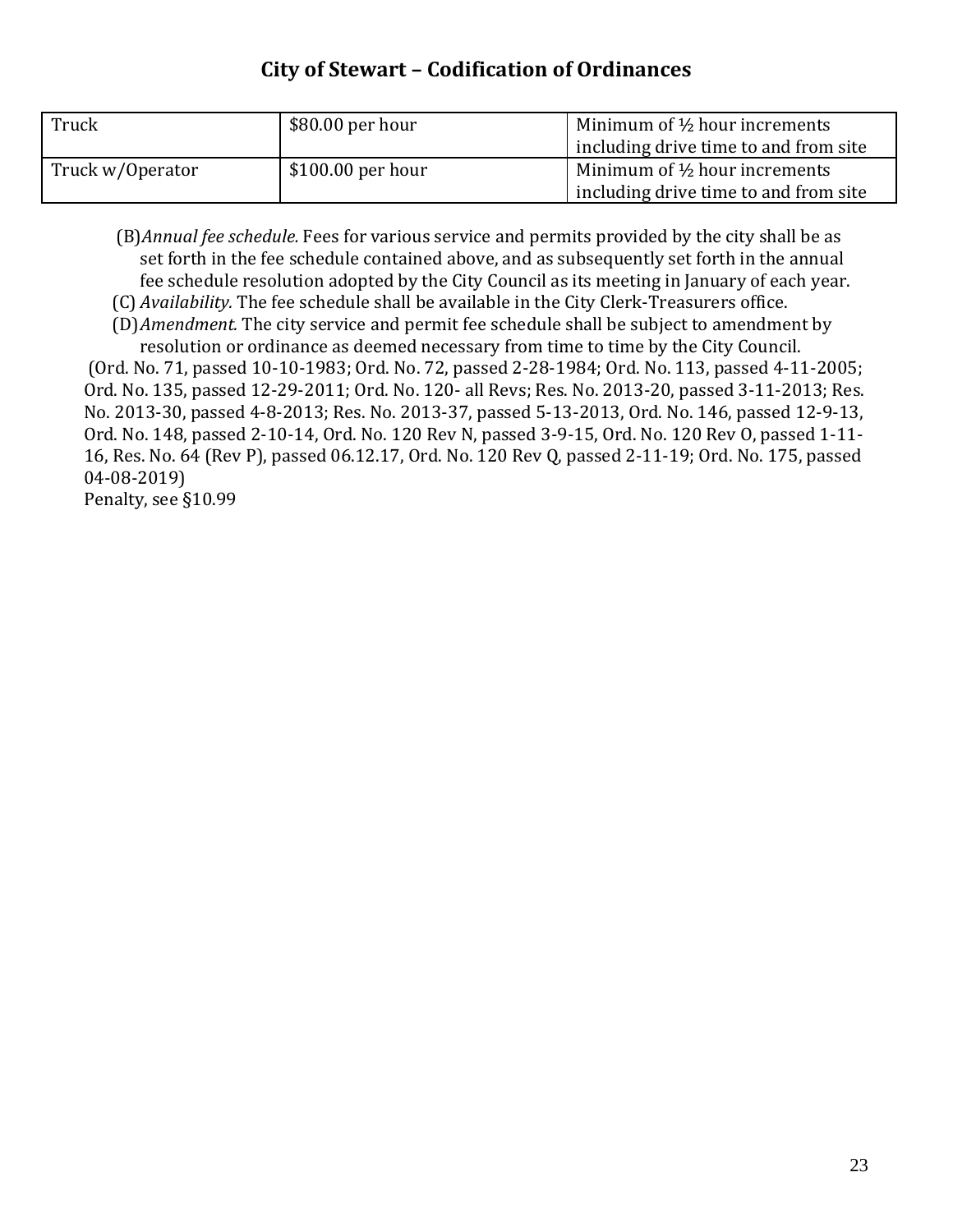| | | |
|---|---|---|
| Truck | $80.00 per hour | Minimum of ½ hour increments including drive time to and from site |
| Truck w/Operator | $100.00 per hour | Minimum of ½ hour increments including drive time to and from site |

(B) *Annual fee schedule.* Fees for various service and permits provided by the city shall be as set forth in the fee schedule contained above, and as subsequently set forth in the annual fee schedule resolution adopted by the City Council as its meeting in January of each year.

(C) *Availability.* The fee schedule shall be available in the City Clerk-Treasurers office.

(D) *Amendment.* The city service and permit fee schedule shall be subject to amendment by resolution or ordinance as deemed necessary from time to time by the City Council.

(Ord. No. 71, passed 10-10-1983; Ord. No. 72, passed 2-28-1984; Ord. No. 113, passed 4-11-2005; Ord. No. 135, passed 12-29-2011; Ord. No. 120- all Revs; Res. No. 2013-20, passed 3-11-2013; Res. No. 2013-30, passed 4-8-2013; Res. No. 2013-37, passed 5-13-2013, Ord. No. 146, passed 12-9-13, Ord. No. 148, passed 2-10-14, Ord. No. 120 Rev N, passed 3-9-15, Ord. No. 120 Rev O, passed 1-11-16, Res. No. 64 (Rev P), passed 06.12.17, Ord. No. 120 Rev Q, passed 2-11-19; Ord. No. 175, passed 04-08-2019)

Penalty, see §10.99